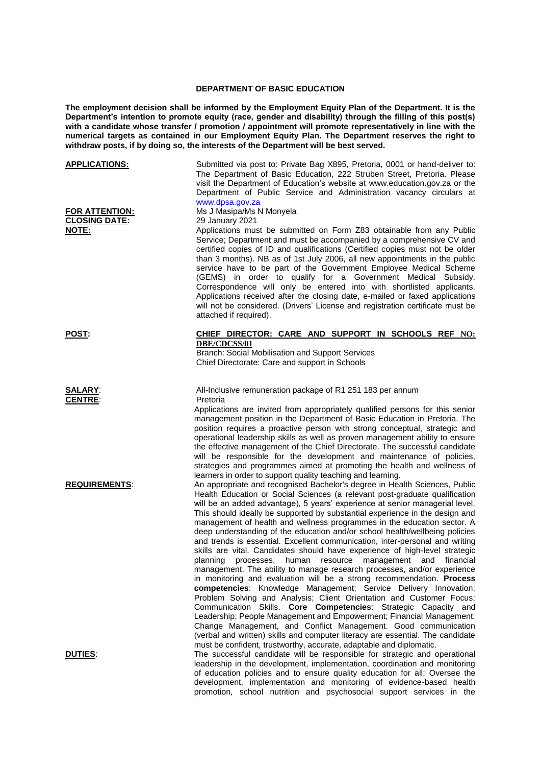# DEPARTMENT OF BASIC EDUCATION

**The employment decision shall be informed by the Employment Equity Plan of the Department. It is the Department's intention to promote equity (race, gender and disability) through the filling of this post(s) with a candidate whose transfer / promotion / appointment will promote representatively in line with the numerical targets as contained in our Employment Equity Plan. The Department reserves the right to withdraw posts, if by doing so, the interests of the Department will be best served.**

**APPLICATIONS:** Submitted via post to: Private Bag X895, Pretoria, 0001 or hand-deliver to: The Department of Basic Education, 222 Struben Street, Pretoria. Please visit the Department of Education's website at www.education.gov.za or the Department of Public Service and Administration vacancy circulars at www.dpsa.gov.za

**FOR ATTENTION:** Ms J Masipa/Ms N Monyela

**CLOSING DATE:** 29 January 2021

**NOTE:** Applications must be submitted on Form Z83 obtainable from any Public Service; Department and must be accompanied by a comprehensive CV and certified copies of ID and qualifications (Certified copies must not be older than 3 months). NB as of 1st July 2006, all new appointments in the public service have to be part of the Government Employee Medical Scheme (GEMS) in order to qualify for a Government Medical Subsidy. Correspondence will only be entered into with shortlisted applicants. Applications received after the closing date, e-mailed or faxed applications will not be considered. (Drivers' License and registration certificate must be attached if required).

**POST:** **CHIEF DIRECTOR: CARE AND SUPPORT IN SCHOOLS REF NO: DBE/CDCSS/01**
Branch: Social Mobilisation and Support Services
Chief Directorate: Care and support in Schools

**SALARY:** All-Inclusive remuneration package of R1 251 183 per annum

**CENTRE:** Pretoria

Applications are invited from appropriately qualified persons for this senior management position in the Department of Basic Education in Pretoria. The position requires a proactive person with strong conceptual, strategic and operational leadership skills as well as proven management ability to ensure the effective management of the Chief Directorate. The successful candidate will be responsible for the development and maintenance of policies, strategies and programmes aimed at promoting the health and wellness of learners in order to support quality teaching and learning.

**REQUIREMENTS:** An appropriate and recognised Bachelor's degree in Health Sciences, Public Health Education or Social Sciences (a relevant post-graduate qualification will be an added advantage), 5 years' experience at senior managerial level. This should ideally be supported by substantial experience in the design and management of health and wellness programmes in the education sector. A deep understanding of the education and/or school health/wellbeing policies and trends is essential. Excellent communication, inter-personal and writing skills are vital. Candidates should have experience of high-level strategic planning processes, human resource management and financial management. The ability to manage research processes, and/or experience in monitoring and evaluation will be a strong recommendation. **Process competencies**: Knowledge Management; Service Delivery Innovation; Problem Solving and Analysis; Client Orientation and Customer Focus; Communication Skills. **Core Competencies**: Strategic Capacity and Leadership; People Management and Empowerment; Financial Management; Change Management, and Conflict Management. Good communication (verbal and written) skills and computer literacy are essential. The candidate must be confident, trustworthy, accurate, adaptable and diplomatic.

**DUTIES:** The successful candidate will be responsible for strategic and operational leadership in the development, implementation, coordination and monitoring of education policies and to ensure quality education for all; Oversee the development, implementation and monitoring of evidence-based health promotion, school nutrition and psychosocial support services in the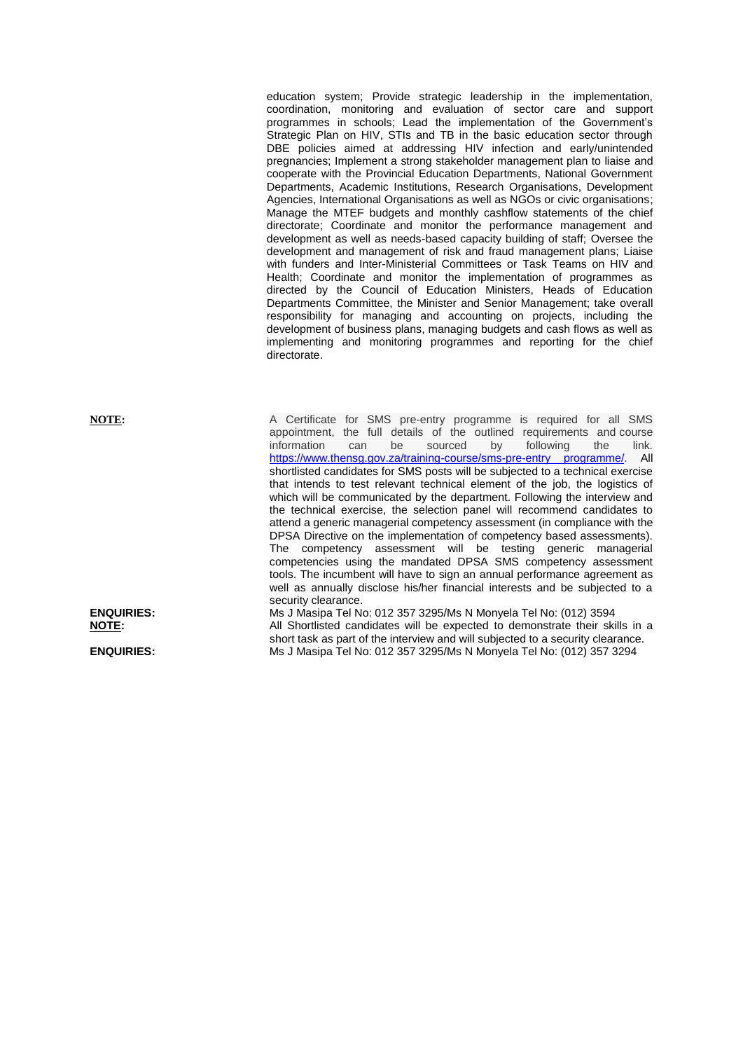education system; Provide strategic leadership in the implementation, coordination, monitoring and evaluation of sector care and support programmes in schools; Lead the implementation of the Government's Strategic Plan on HIV, STIs and TB in the basic education sector through DBE policies aimed at addressing HIV infection and early/unintended pregnancies; Implement a strong stakeholder management plan to liaise and cooperate with the Provincial Education Departments, National Government Departments, Academic Institutions, Research Organisations, Development Agencies, International Organisations as well as NGOs or civic organisations; Manage the MTEF budgets and monthly cashflow statements of the chief directorate; Coordinate and monitor the performance management and development as well as needs-based capacity building of staff; Oversee the development and management of risk and fraud management plans; Liaise with funders and Inter-Ministerial Committees or Task Teams on HIV and Health; Coordinate and monitor the implementation of programmes as directed by the Council of Education Ministers, Heads of Education Departments Committee, the Minister and Senior Management; take overall responsibility for managing and accounting on projects, including the development of business plans, managing budgets and cash flows as well as implementing and monitoring programmes and reporting for the chief directorate.

**NOTE:** A Certificate for SMS pre-entry programme is required for all SMS appointment, the full details of the outlined requirements and course information can be sourced by following the link. https://www.thensg.gov.za/training-course/sms-pre-entry programme/. All shortlisted candidates for SMS posts will be subjected to a technical exercise that intends to test relevant technical element of the job, the logistics of which will be communicated by the department. Following the interview and the technical exercise, the selection panel will recommend candidates to attend a generic managerial competency assessment (in compliance with the DPSA Directive on the implementation of competency based assessments). The competency assessment will be testing generic managerial competencies using the mandated DPSA SMS competency assessment tools. The incumbent will have to sign an annual performance agreement as well as annually disclose his/her financial interests and be subjected to a security clearance.

**ENQUIRIES:** Ms J Masipa Tel No: 012 357 3295/Ms N Monyela Tel No: (012) 3594

**NOTE:** All Shortlisted candidates will be expected to demonstrate their skills in a short task as part of the interview and will subjected to a security clearance.

**ENQUIRIES:** Ms J Masipa Tel No: 012 357 3295/Ms N Monyela Tel No: (012) 357 3294